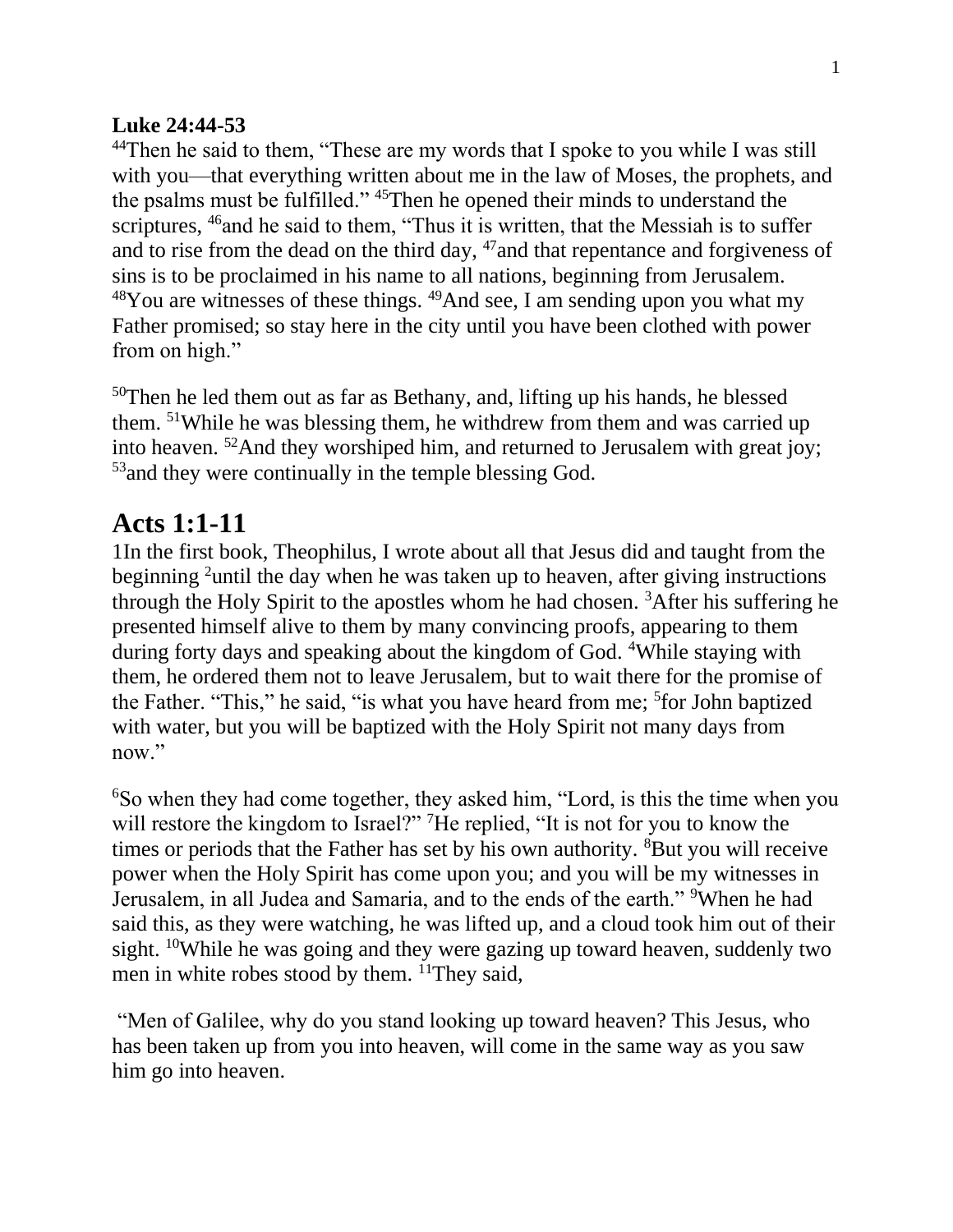**Luke 24:44-53**

[44]Then he said to them, "These are my words that I spoke to you while I was still with you—that everything written about me in the law of Moses, the prophets, and the psalms must be fulfilled." [45]Then he opened their minds to understand the scriptures, [46]and he said to them, "Thus it is written, that the Messiah is to suffer and to rise from the dead on the third day, [47]and that repentance and forgiveness of sins is to be proclaimed in his name to all nations, beginning from Jerusalem. [48]You are witnesses of these things. [49]And see, I am sending upon you what my Father promised; so stay here in the city until you have been clothed with power from on high."

[50]Then he led them out as far as Bethany, and, lifting up his hands, he blessed them. [51]While he was blessing them, he withdrew from them and was carried up into heaven. [52]And they worshiped him, and returned to Jerusalem with great joy; [53]and they were continually in the temple blessing God.

# Acts 1:1-11

1In the first book, Theophilus, I wrote about all that Jesus did and taught from the beginning [2]until the day when he was taken up to heaven, after giving instructions through the Holy Spirit to the apostles whom he had chosen. [3]After his suffering he presented himself alive to them by many convincing proofs, appearing to them during forty days and speaking about the kingdom of God. [4]While staying with them, he ordered them not to leave Jerusalem, but to wait there for the promise of the Father. "This," he said, "is what you have heard from me; [5]for John baptized with water, but you will be baptized with the Holy Spirit not many days from now."

[6]So when they had come together, they asked him, "Lord, is this the time when you will restore the kingdom to Israel?" [7]He replied, "It is not for you to know the times or periods that the Father has set by his own authority. [8]But you will receive power when the Holy Spirit has come upon you; and you will be my witnesses in Jerusalem, in all Judea and Samaria, and to the ends of the earth." [9]When he had said this, as they were watching, he was lifted up, and a cloud took him out of their sight. [10]While he was going and they were gazing up toward heaven, suddenly two men in white robes stood by them. [11]They said,

"Men of Galilee, why do you stand looking up toward heaven? This Jesus, who has been taken up from you into heaven, will come in the same way as you saw him go into heaven.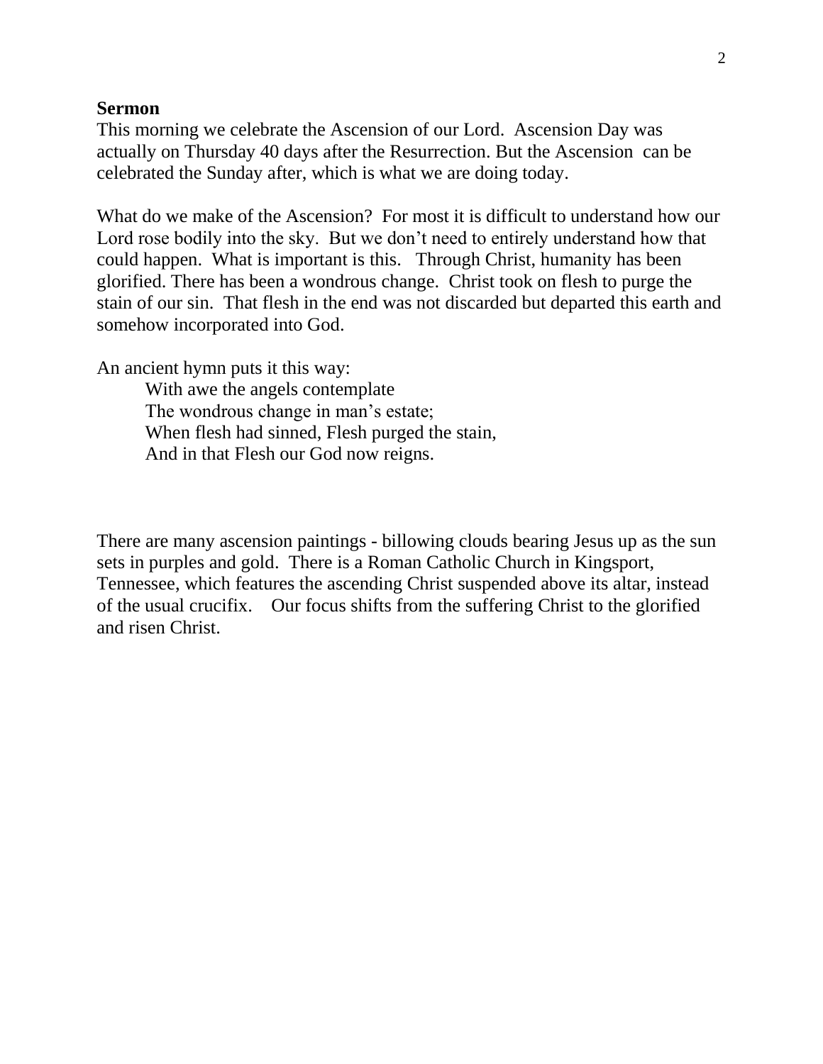**Sermon**

This morning we celebrate the Ascension of our Lord. Ascension Day was actually on Thursday 40 days after the Resurrection. But the Ascension can be celebrated the Sunday after, which is what we are doing today.

What do we make of the Ascension? For most it is difficult to understand how our Lord rose bodily into the sky. But we don't need to entirely understand how that could happen. What is important is this. Through Christ, humanity has been glorified. There has been a wondrous change. Christ took on flesh to purge the stain of our sin. That flesh in the end was not discarded but departed this earth and somehow incorporated into God.

An ancient hymn puts it this way:

> With awe the angels contemplate
> The wondrous change in man's estate;
> When flesh had sinned, Flesh purged the stain,
> And in that Flesh our God now reigns.

There are many ascension paintings - billowing clouds bearing Jesus up as the sun sets in purples and gold. There is a Roman Catholic Church in Kingsport, Tennessee, which features the ascending Christ suspended above its altar, instead of the usual crucifix. Our focus shifts from the suffering Christ to the glorified and risen Christ.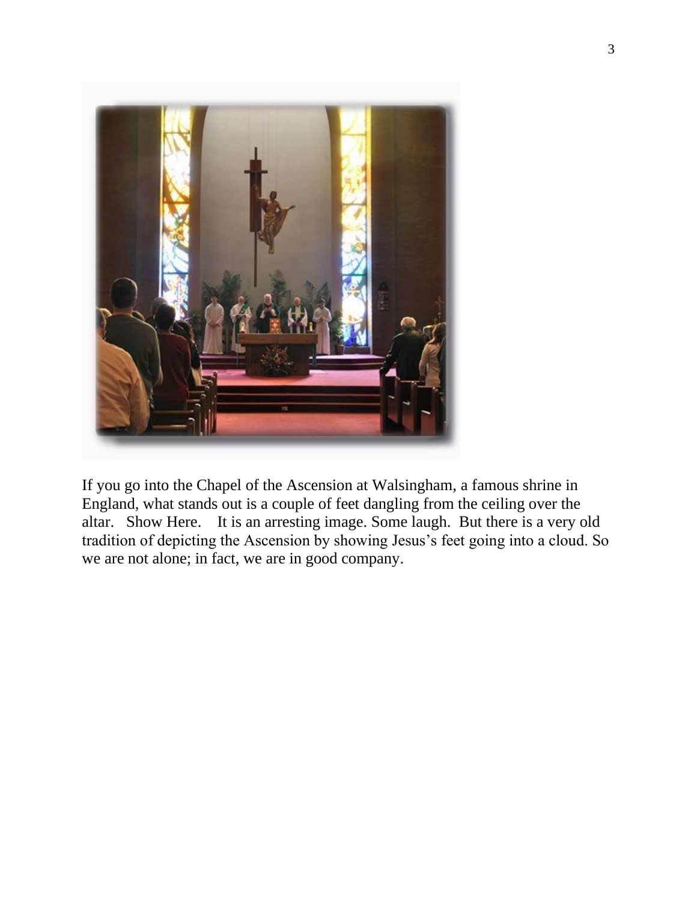If you go into the Chapel of the Ascension at Walsingham, a famous shrine in England, what stands out is a couple of feet dangling from the ceiling over the altar. Show Here. It is an arresting image. Some laugh. But there is a very old tradition of depicting the Ascension by showing Jesus's feet going into a cloud. So we are not alone; in fact, we are in good company.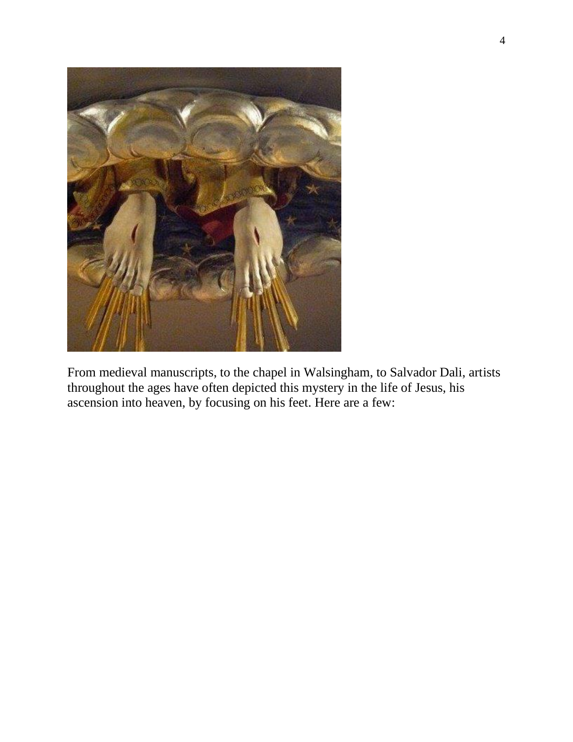From medieval manuscripts, to the chapel in Walsingham, to Salvador Dali, artists throughout the ages have often depicted this mystery in the life of Jesus, his ascension into heaven, by focusing on his feet. Here are a few: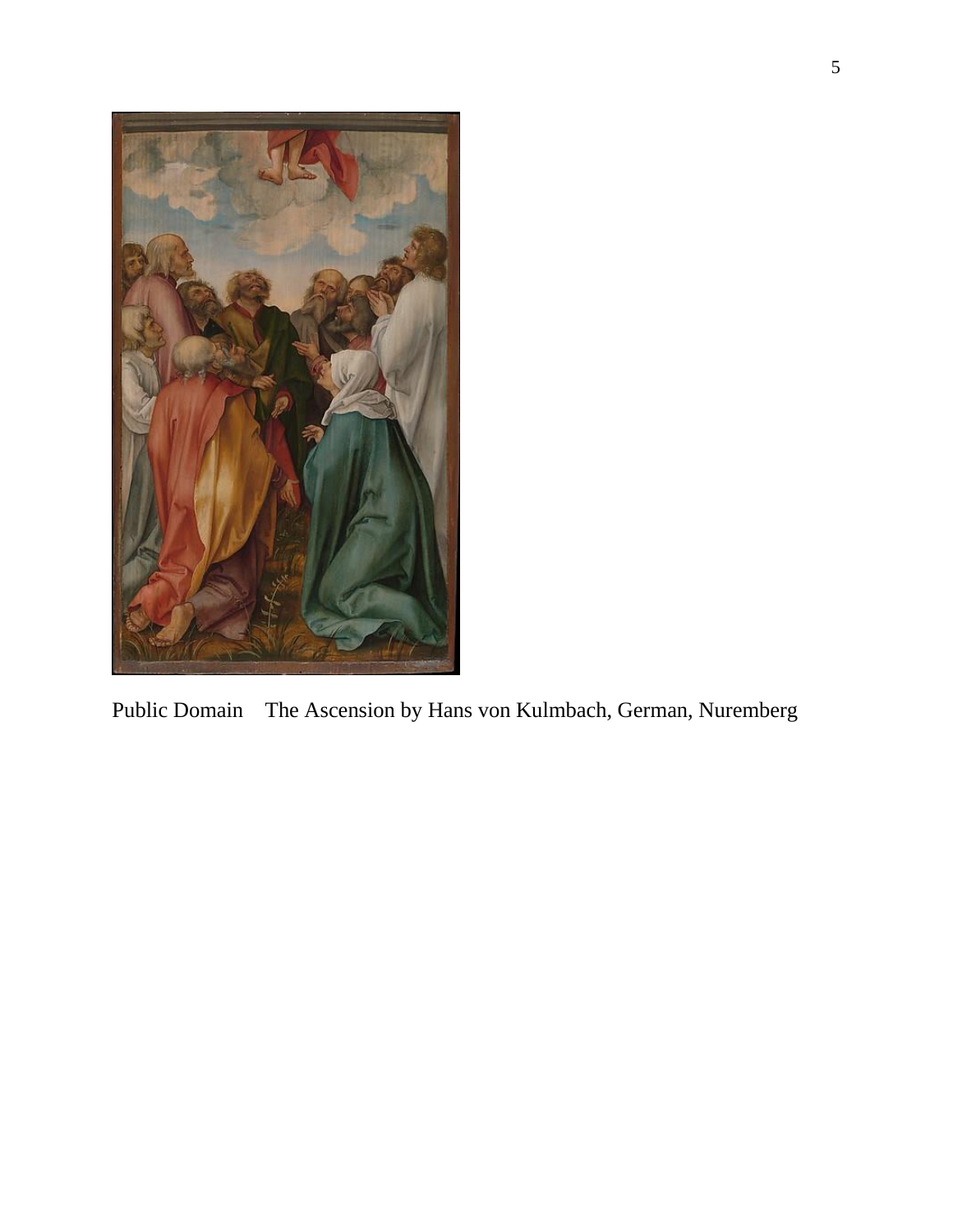Public Domain The Ascension by Hans von Kulmbach, German, Nuremberg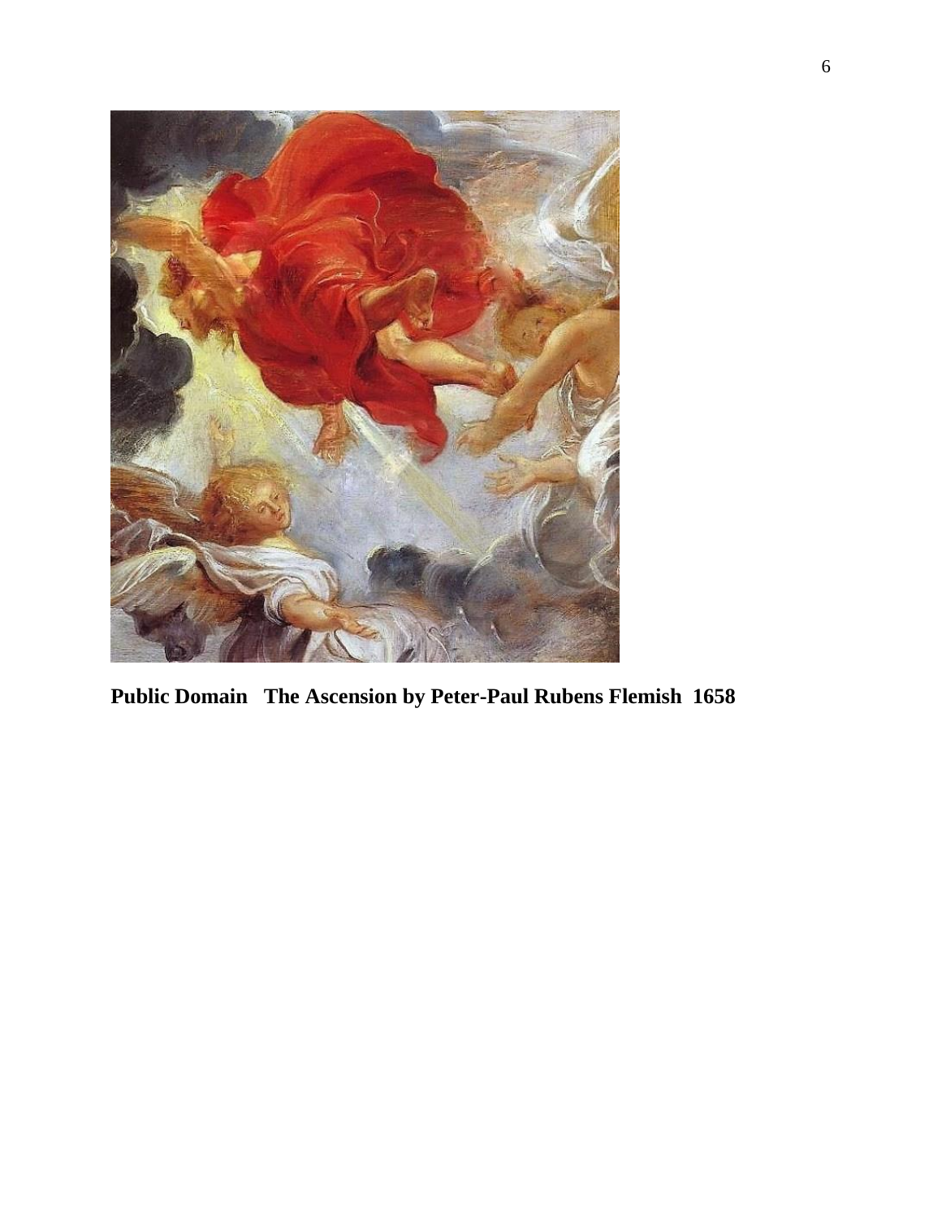**Public Domain   The Ascension by Peter-Paul Rubens Flemish  1658**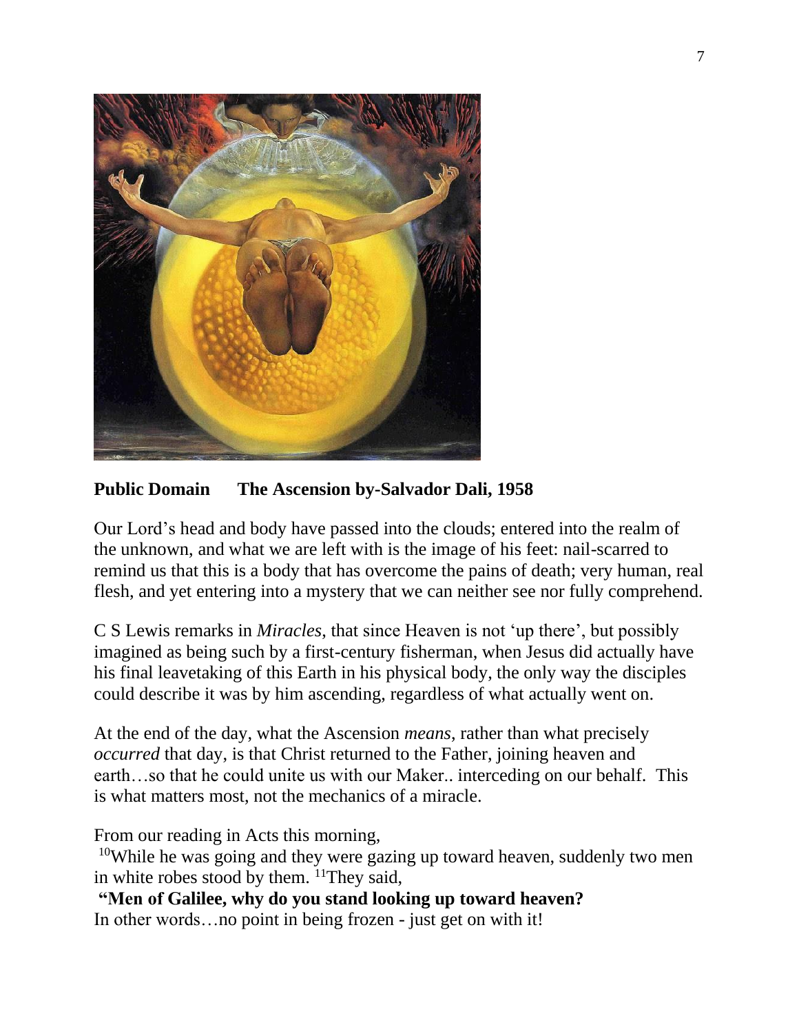**Public Domain The Ascension by-Salvador Dali, 1958**

Our Lord's head and body have passed into the clouds; entered into the realm of the unknown, and what we are left with is the image of his feet: nail-scarred to remind us that this is a body that has overcome the pains of death; very human, real flesh, and yet entering into a mystery that we can neither see nor fully comprehend.

C S Lewis remarks in *Miracles*, that since Heaven is not 'up there', but possibly imagined as being such by a first-century fisherman, when Jesus did actually have his final leavetaking of this Earth in his physical body, the only way the disciples could describe it was by him ascending, regardless of what actually went on.

At the end of the day, what the Ascension *means*, rather than what precisely *occurred* that day, is that Christ returned to the Father, joining heaven and earth…so that he could unite us with our Maker.. interceding on our behalf. This is what matters most, not the mechanics of a miracle.

From our reading in Acts this morning,

[10]While he was going and they were gazing up toward heaven, suddenly two men in white robes stood by them. [11]They said,

**"Men of Galilee, why do you stand looking up toward heaven?**

In other words…no point in being frozen - just get on with it!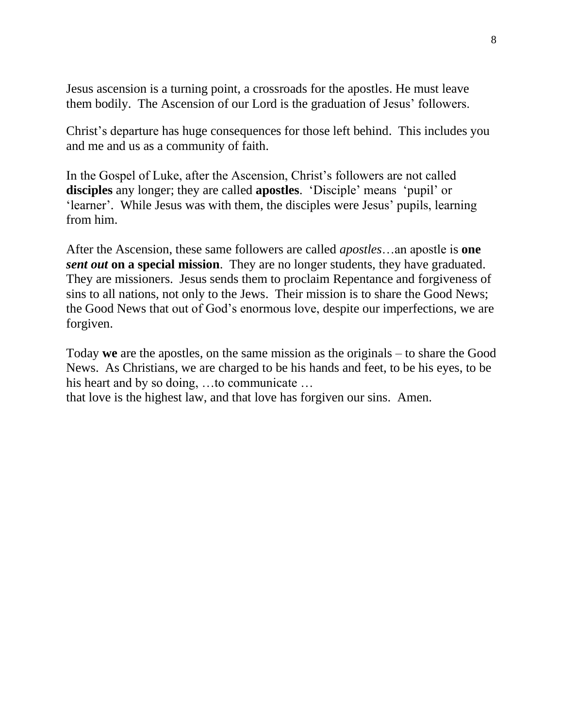Jesus ascension is a turning point, a crossroads for the apostles. He must leave them bodily. The Ascension of our Lord is the graduation of Jesus' followers.

Christ's departure has huge consequences for those left behind. This includes you and me and us as a community of faith.

In the Gospel of Luke, after the Ascension, Christ's followers are not called **disciples** any longer; they are called **apostles**. 'Disciple' means 'pupil' or 'learner'. While Jesus was with them, the disciples were Jesus' pupils, learning from him.

After the Ascension, these same followers are called *apostles*…an apostle is **one *sent out* on a special mission**. They are no longer students, they have graduated. They are missioners. Jesus sends them to proclaim Repentance and forgiveness of sins to all nations, not only to the Jews. Their mission is to share the Good News; the Good News that out of God's enormous love, despite our imperfections, we are forgiven.

Today **we** are the apostles, on the same mission as the originals – to share the Good News. As Christians, we are charged to be his hands and feet, to be his eyes, to be his heart and by so doing, …to communicate …
that love is the highest law, and that love has forgiven our sins. Amen.